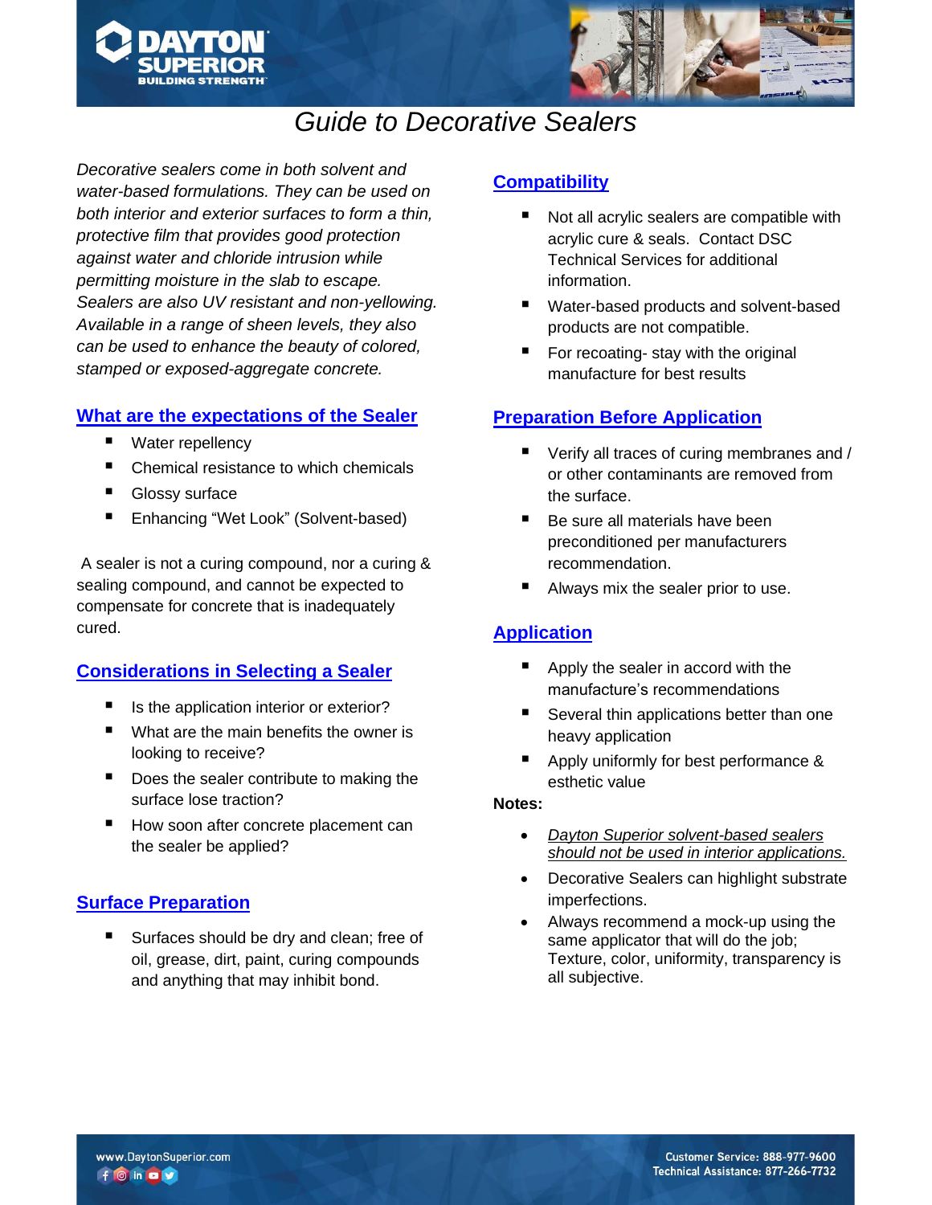# Guide to Decorative Sealers

*Decorative sealers come in both solvent and water-based formulations. They can be used on both interior and exterior surfaces to form a thin, protective film that provides good protection against water and chloride intrusion while permitting moisture in the slab to escape. Sealers are also UV resistant and non-yellowing. Available in a range of sheen levels, they also can be used to enhance the beauty of colored, stamped or exposed-aggregate concrete.*

## What are the expectations of the Sealer

- Water repellency
- Chemical resistance to which chemicals
- Glossy surface
- Enhancing "Wet Look" (Solvent-based)

A sealer is not a curing compound, nor a curing & sealing compound, and cannot be expected to compensate for concrete that is inadequately cured.

## Considerations in Selecting a Sealer

- Is the application interior or exterior?
- What are the main benefits the owner is looking to receive?
- Does the sealer contribute to making the surface lose traction?
- How soon after concrete placement can the sealer be applied?

## Surface Preparation

- Surfaces should be dry and clean; free of oil, grease, dirt, paint, curing compounds and anything that may inhibit bond.

## Compatibility

- Not all acrylic sealers are compatible with acrylic cure & seals. Contact DSC Technical Services for additional information.
- Water-based products and solvent-based products are not compatible.
- For recoating- stay with the original manufacture for best results

## Preparation Before Application

- Verify all traces of curing membranes and / or other contaminants are removed from the surface.
- Be sure all materials have been preconditioned per manufacturers recommendation.
- Always mix the sealer prior to use.

## Application

- Apply the sealer in accord with the manufacture's recommendations
- Several thin applications better than one heavy application
- Apply uniformly for best performance & esthetic value

**Notes:**

- *Dayton Superior solvent-based sealers should not be used in interior applications.*
- Decorative Sealers can highlight substrate imperfections.
- Always recommend a mock-up using the same applicator that will do the job; Texture, color, uniformity, transparency is all subjective.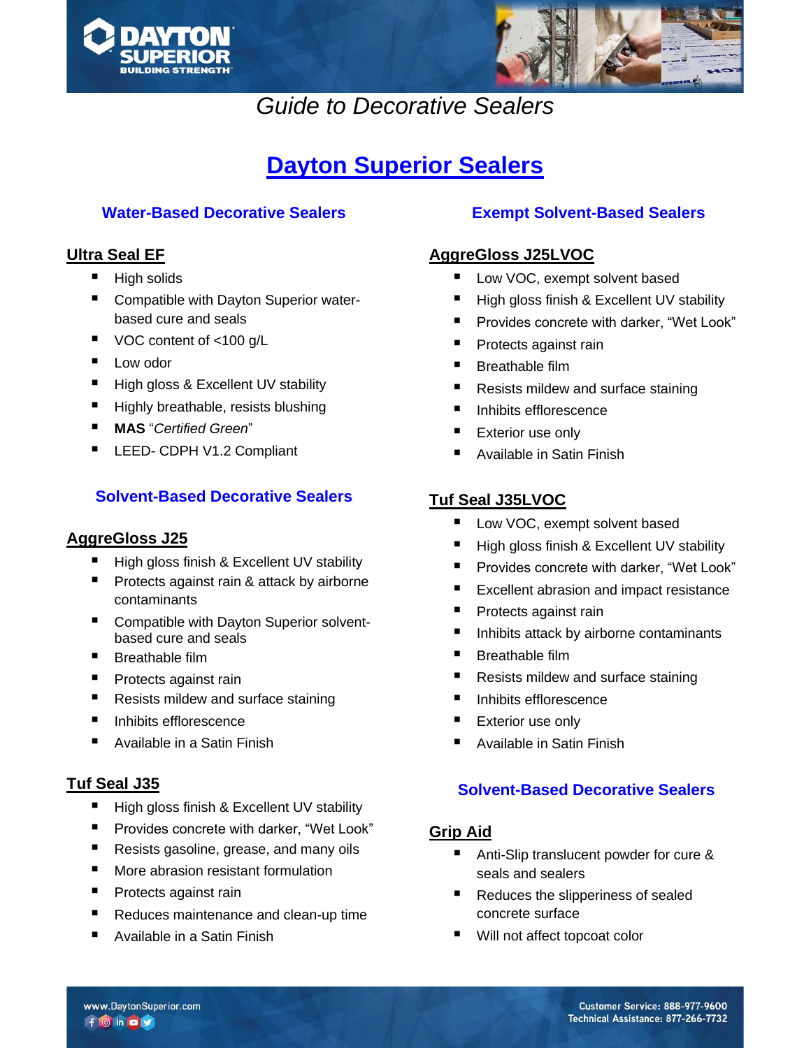# Guide to Decorative Sealers

## Dayton Superior Sealers

### Water-Based Decorative Sealers

#### Ultra Seal EF

- High solids
- Compatible with Dayton Superior water-based cure and seals
- VOC content of <100 g/L
- Low odor
- High gloss & Excellent UV stability
- Highly breathable, resists blushing
- **MAS** "*Certified Green*"
- LEED- CDPH V1.2 Compliant

### Solvent-Based Decorative Sealers

#### AggreGloss J25

- High gloss finish & Excellent UV stability
- Protects against rain & attack by airborne contaminants
- Compatible with Dayton Superior solvent-based cure and seals
- Breathable film
- Protects against rain
- Resists mildew and surface staining
- Inhibits efflorescence
- Available in a Satin Finish

#### Tuf Seal J35

- High gloss finish & Excellent UV stability
- Provides concrete with darker, "Wet Look"
- Resists gasoline, grease, and many oils
- More abrasion resistant formulation
- Protects against rain
- Reduces maintenance and clean-up time
- Available in a Satin Finish

### Exempt Solvent-Based Sealers

#### AggreGloss J25LVOC

- Low VOC, exempt solvent based
- High gloss finish & Excellent UV stability
- Provides concrete with darker, "Wet Look"
- Protects against rain
- Breathable film
- Resists mildew and surface staining
- Inhibits efflorescence
- Exterior use only
- Available in Satin Finish

#### Tuf Seal J35LVOC

- Low VOC, exempt solvent based
- High gloss finish & Excellent UV stability
- Provides concrete with darker, "Wet Look"
- Excellent abrasion and impact resistance
- Protects against rain
- Inhibits attack by airborne contaminants
- Breathable film
- Resists mildew and surface staining
- Inhibits efflorescence
- Exterior use only
- Available in Satin Finish

### Solvent-Based Decorative Sealers

#### Grip Aid

- Anti-Slip translucent powder for cure & seals and sealers
- Reduces the slipperiness of sealed concrete surface
- Will not affect topcoat color

www.DaytonSuperior.com

Customer Service: 888-977-9600
Technical Assistance: 877-266-7732